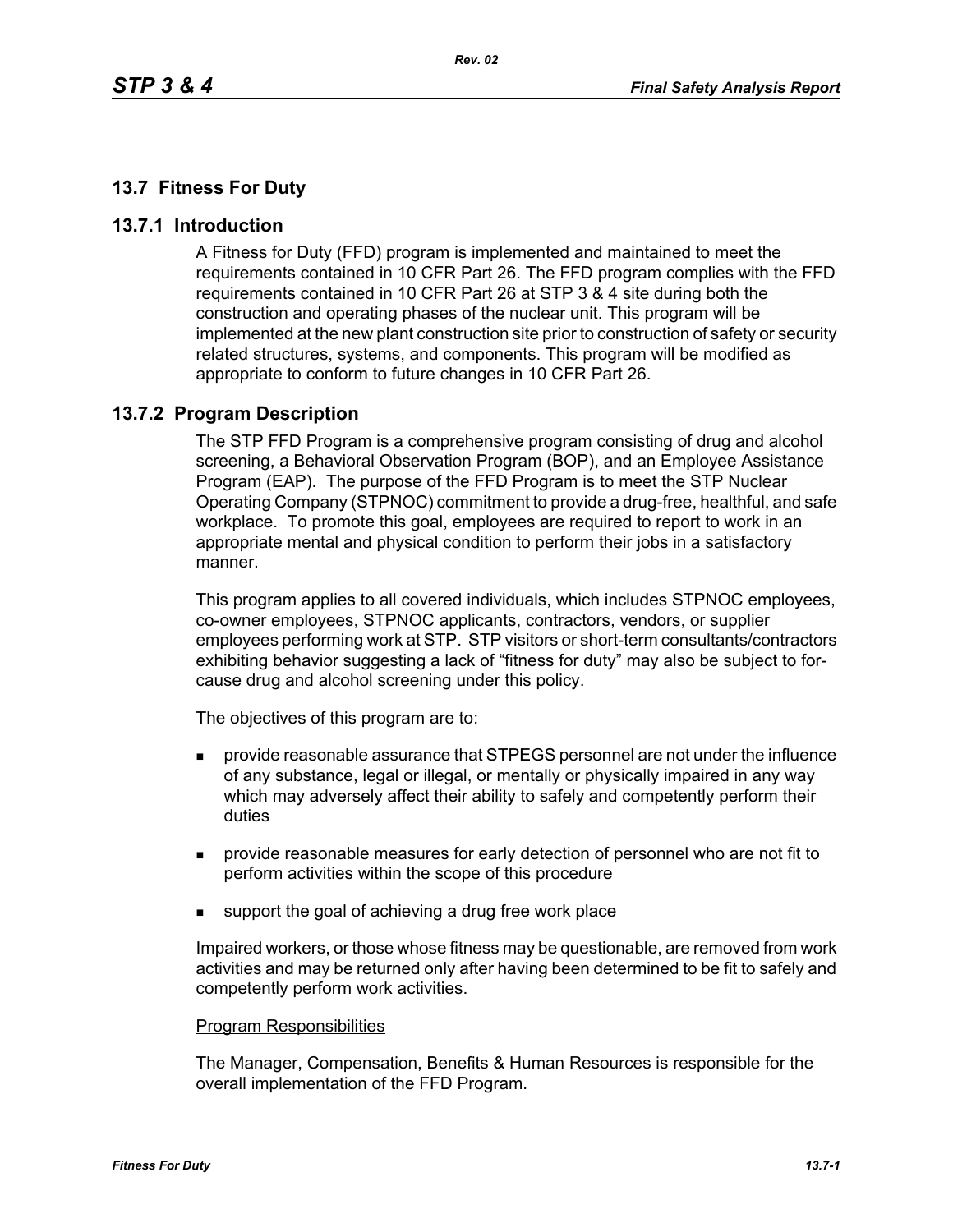## 13.7 Fitness For Duty

### 13.7.1 Introduction

A Fitness for Duty (FFD) program is implemented and maintained to meet the requirements contained in 10 CFR Part 26. The FFD program complies with the FFD requirements contained in 10 CFR Part 26 at STP 3 & 4 site during both the construction and operating phases of the nuclear unit. This program will be implemented at the new plant construction site prior to construction of safety or security related structures, systems, and components. This program will be modified as appropriate to conform to future changes in 10 CFR Part 26.

### 13.7.2 Program Description

The STP FFD Program is a comprehensive program consisting of drug and alcohol screening, a Behavioral Observation Program (BOP), and an Employee Assistance Program (EAP). The purpose of the FFD Program is to meet the STP Nuclear Operating Company (STPNOC) commitment to provide a drug-free, healthful, and safe workplace. To promote this goal, employees are required to report to work in an appropriate mental and physical condition to perform their jobs in a satisfactory manner.

This program applies to all covered individuals, which includes STPNOC employees, co-owner employees, STPNOC applicants, contractors, vendors, or supplier employees performing work at STP. STP visitors or short-term consultants/contractors exhibiting behavior suggesting a lack of "fitness for duty" may also be subject to for-cause drug and alcohol screening under this policy.

The objectives of this program are to:

- provide reasonable assurance that STPEGS personnel are not under the influence of any substance, legal or illegal, or mentally or physically impaired in any way which may adversely affect their ability to safely and competently perform their duties
- provide reasonable measures for early detection of personnel who are not fit to perform activities within the scope of this procedure
- support the goal of achieving a drug free work place

Impaired workers, or those whose fitness may be questionable, are removed from work activities and may be returned only after having been determined to be fit to safely and competently perform work activities.

Program Responsibilities

The Manager, Compensation, Benefits & Human Resources is responsible for the overall implementation of the FFD Program.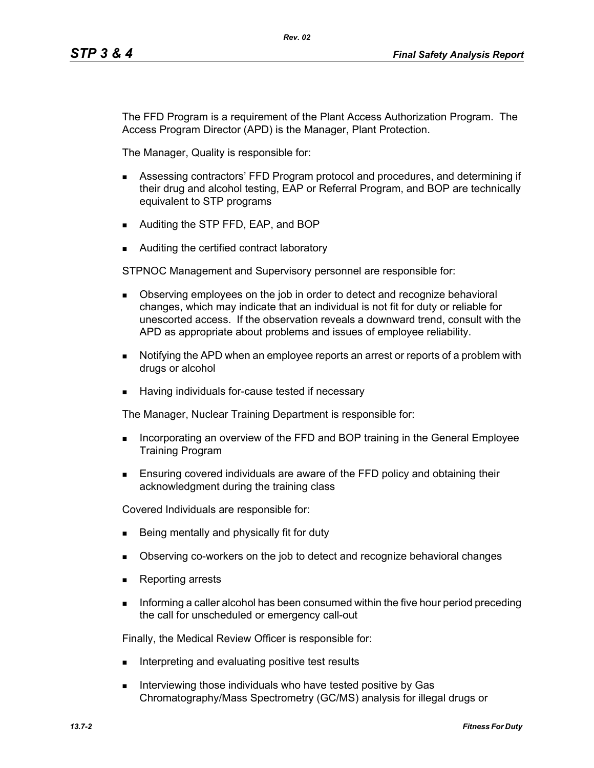The FFD Program is a requirement of the Plant Access Authorization Program. The Access Program Director (APD) is the Manager, Plant Protection.

The Manager, Quality is responsible for:

- Assessing contractors' FFD Program protocol and procedures, and determining if their drug and alcohol testing, EAP or Referral Program, and BOP are technically equivalent to STP programs
- Auditing the STP FFD, EAP, and BOP
- Auditing the certified contract laboratory

STPNOC Management and Supervisory personnel are responsible for:

- Observing employees on the job in order to detect and recognize behavioral changes, which may indicate that an individual is not fit for duty or reliable for unescorted access. If the observation reveals a downward trend, consult with the APD as appropriate about problems and issues of employee reliability.
- Notifying the APD when an employee reports an arrest or reports of a problem with drugs or alcohol
- Having individuals for-cause tested if necessary

The Manager, Nuclear Training Department is responsible for:

- Incorporating an overview of the FFD and BOP training in the General Employee Training Program
- Ensuring covered individuals are aware of the FFD policy and obtaining their acknowledgment during the training class

Covered Individuals are responsible for:

- Being mentally and physically fit for duty
- Observing co-workers on the job to detect and recognize behavioral changes
- Reporting arrests
- Informing a caller alcohol has been consumed within the five hour period preceding the call for unscheduled or emergency call-out

Finally, the Medical Review Officer is responsible for:

- Interpreting and evaluating positive test results
- Interviewing those individuals who have tested positive by Gas Chromatography/Mass Spectrometry (GC/MS) analysis for illegal drugs or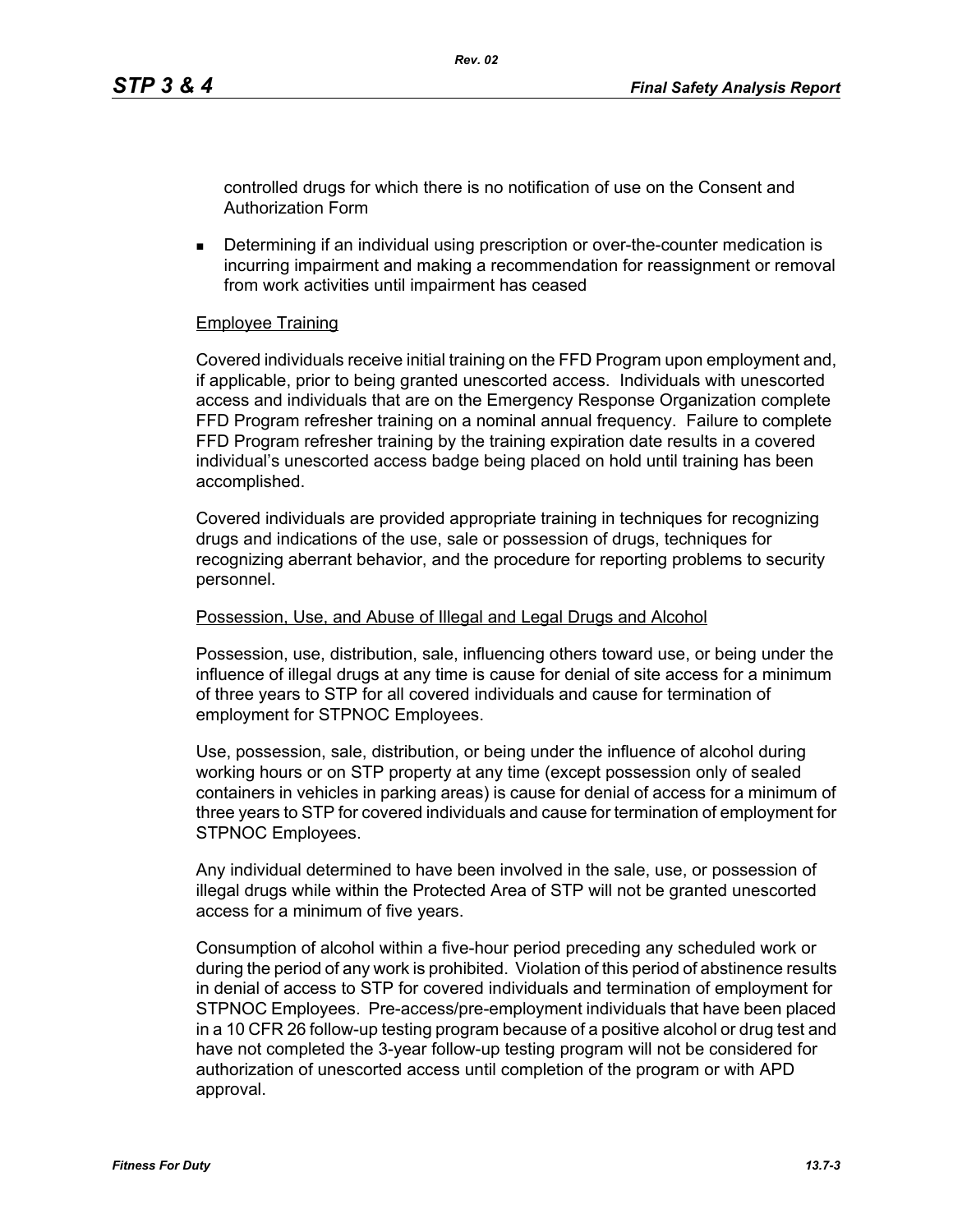controlled drugs for which there is no notification of use on the Consent and Authorization Form

- Determining if an individual using prescription or over-the-counter medication is incurring impairment and making a recommendation for reassignment or removal from work activities until impairment has ceased

Employee Training

Covered individuals receive initial training on the FFD Program upon employment and, if applicable, prior to being granted unescorted access. Individuals with unescorted access and individuals that are on the Emergency Response Organization complete FFD Program refresher training on a nominal annual frequency. Failure to complete FFD Program refresher training by the training expiration date results in a covered individual's unescorted access badge being placed on hold until training has been accomplished.

Covered individuals are provided appropriate training in techniques for recognizing drugs and indications of the use, sale or possession of drugs, techniques for recognizing aberrant behavior, and the procedure for reporting problems to security personnel.

Possession, Use, and Abuse of Illegal and Legal Drugs and Alcohol

Possession, use, distribution, sale, influencing others toward use, or being under the influence of illegal drugs at any time is cause for denial of site access for a minimum of three years to STP for all covered individuals and cause for termination of employment for STPNOC Employees.

Use, possession, sale, distribution, or being under the influence of alcohol during working hours or on STP property at any time (except possession only of sealed containers in vehicles in parking areas) is cause for denial of access for a minimum of three years to STP for covered individuals and cause for termination of employment for STPNOC Employees.

Any individual determined to have been involved in the sale, use, or possession of illegal drugs while within the Protected Area of STP will not be granted unescorted access for a minimum of five years.

Consumption of alcohol within a five-hour period preceding any scheduled work or during the period of any work is prohibited. Violation of this period of abstinence results in denial of access to STP for covered individuals and termination of employment for STPNOC Employees. Pre-access/pre-employment individuals that have been placed in a 10 CFR 26 follow-up testing program because of a positive alcohol or drug test and have not completed the 3-year follow-up testing program will not be considered for authorization of unescorted access until completion of the program or with APD approval.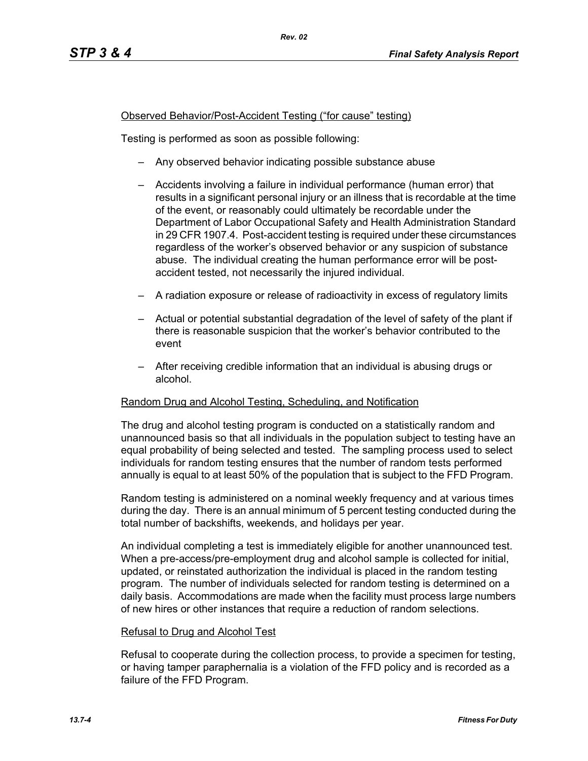Observed Behavior/Post-Accident Testing (“for cause” testing)

Testing is performed as soon as possible following:

- Any observed behavior indicating possible substance abuse
- Accidents involving a failure in individual performance (human error) that results in a significant personal injury or an illness that is recordable at the time of the event, or reasonably could ultimately be recordable under the Department of Labor Occupational Safety and Health Administration Standard in 29 CFR 1907.4. Post-accident testing is required under these circumstances regardless of the worker’s observed behavior or any suspicion of substance abuse. The individual creating the human performance error will be post-accident tested, not necessarily the injured individual.
- A radiation exposure or release of radioactivity in excess of regulatory limits
- Actual or potential substantial degradation of the level of safety of the plant if there is reasonable suspicion that the worker’s behavior contributed to the event
- After receiving credible information that an individual is abusing drugs or alcohol.

Random Drug and Alcohol Testing, Scheduling, and Notification

The drug and alcohol testing program is conducted on a statistically random and unannounced basis so that all individuals in the population subject to testing have an equal probability of being selected and tested. The sampling process used to select individuals for random testing ensures that the number of random tests performed annually is equal to at least 50% of the population that is subject to the FFD Program.

Random testing is administered on a nominal weekly frequency and at various times during the day. There is an annual minimum of 5 percent testing conducted during the total number of backshifts, weekends, and holidays per year.

An individual completing a test is immediately eligible for another unannounced test. When a pre-access/pre-employment drug and alcohol sample is collected for initial, updated, or reinstated authorization the individual is placed in the random testing program. The number of individuals selected for random testing is determined on a daily basis. Accommodations are made when the facility must process large numbers of new hires or other instances that require a reduction of random selections.

Refusal to Drug and Alcohol Test

Refusal to cooperate during the collection process, to provide a specimen for testing, or having tamper paraphernalia is a violation of the FFD policy and is recorded as a failure of the FFD Program.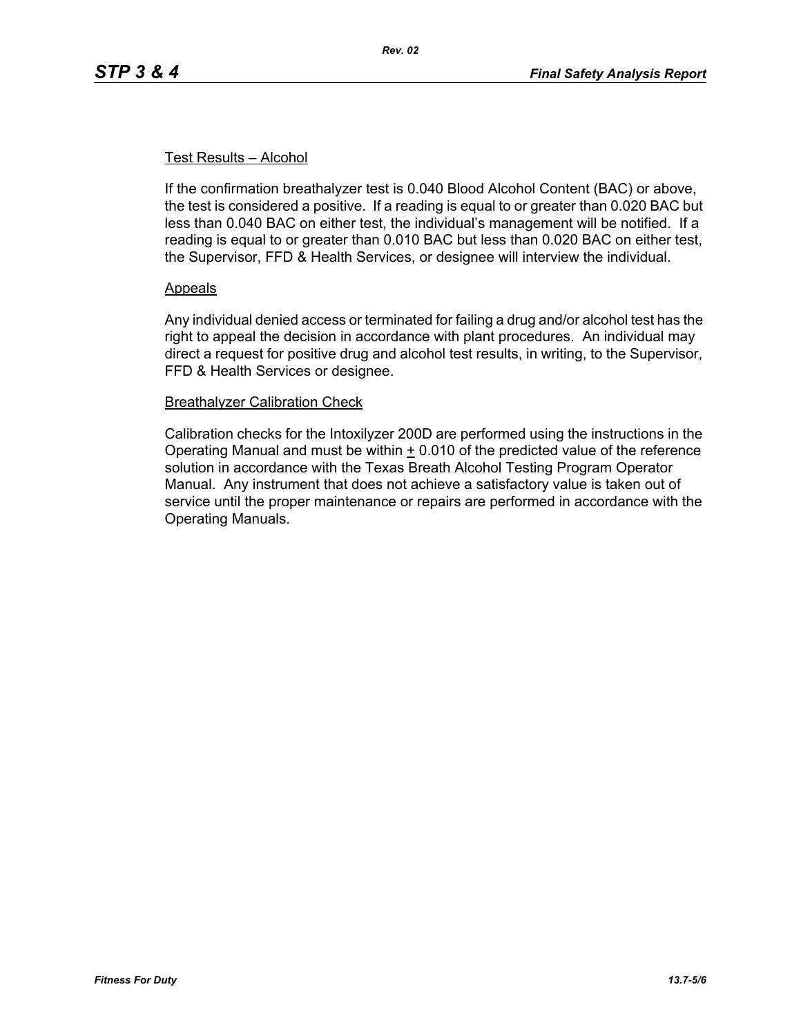Test Results – Alcohol

If the confirmation breathalyzer test is 0.040 Blood Alcohol Content (BAC) or above, the test is considered a positive. If a reading is equal to or greater than 0.020 BAC but less than 0.040 BAC on either test, the individual's management will be notified. If a reading is equal to or greater than 0.010 BAC but less than 0.020 BAC on either test, the Supervisor, FFD & Health Services, or designee will interview the individual.

Appeals

Any individual denied access or terminated for failing a drug and/or alcohol test has the right to appeal the decision in accordance with plant procedures. An individual may direct a request for positive drug and alcohol test results, in writing, to the Supervisor, FFD & Health Services or designee.

Breathalyzer Calibration Check

Calibration checks for the Intoxilyzer 200D are performed using the instructions in the Operating Manual and must be within ± 0.010 of the predicted value of the reference solution in accordance with the Texas Breath Alcohol Testing Program Operator Manual. Any instrument that does not achieve a satisfactory value is taken out of service until the proper maintenance or repairs are performed in accordance with the Operating Manuals.